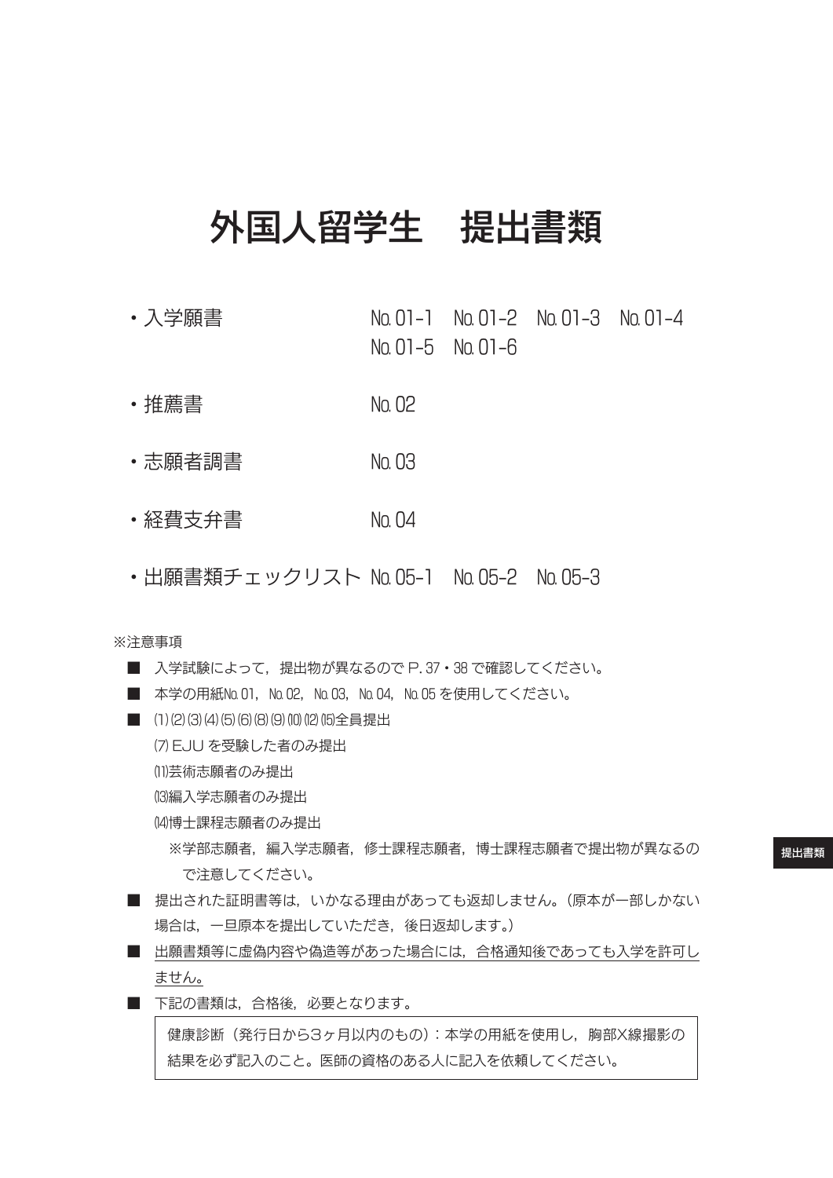# 外国人留学生　提出書類

- 入学願書　No. 01-1　No. 01-2　No. 01-3　No. 01-4　No. 01-5　No. 01-6
- 推薦書　No. 02
- 志願者調書　No. 03
- 経費支弁書　No. 04
- 出願書類チェックリスト　No. 05-1　No. 05-2　No. 05-3

※注意事項

■ 入学試験によって，提出物が異なるので P. 37・38 で確認してください。

■ 本学の用紙No. 01，No. 02，No. 03，No. 04，No. 05 を使用してください。

■ (1) (2) (3) (4) (5) (6) (8) (9) (10) (12) (15)全員提出

(7) EJU を受験した者のみ提出

(11)芸術志願者のみ提出

(13)編入学志願者のみ提出

(14)博士課程志願者のみ提出

※学部志願者，編入学志願者，修士課程志願者，博士課程志願者で提出物が異なるので注意してください。

■ 提出された証明書等は，いかなる理由があっても返却しません。（原本が一部しかない場合は，一旦原本を提出していただき，後日返却します。）

■ <u>出願書類等に虚偽内容や偽造等があった場合には，合格通知後であっても入学を許可しません。</u>

■ 下記の書類は，合格後，必要となります。

| 健康診断（発行日から3ヶ月以内のもの）：本学の用紙を使用し，胸部X線撮影の結果を必ず記入のこと。医師の資格のある人に記入を依頼してください。 |
| --- |

提出書類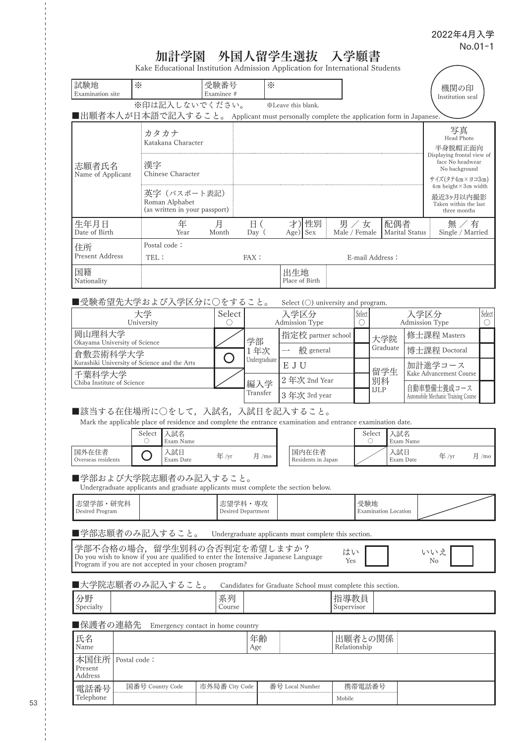2022年4月入学
No.01-1

# 加計学園　外国人留学生選抜　入学願書

Kake Educational Institution Admission Application for International Students

| 試験地 Examination site | ※ | 受験番号 Examinee # | ※ |
|---|---|---|---|

機関の印 Institution seal

※印は記入しないでください。　※Leave this blank.

■出願者本人が日本語で記入すること。 Applicant must personally complete the application form in Japanese.

| 志願者氏名 Name of Applicant | カタカナ Katakana Character | | 写真 Head Photo 半身脱帽正面向 Displaying frontal view of face No headwear No background サイズ(タテ4cm×ヨコ3cm) 4cm height×3cm width 最近3ヶ月以内撮影 Taken within the last three months |
|---|---|---|---|
| | 漢字 Chinese Character | | |
| | 英字（パスポート表記） Roman Alphabet (as written in your passport) | | |

| 生年月日 Date of Birth | 年 Year　月 Month　日（ Day（　才） Age） | 性別 Sex | 男 ／ 女 Male / Female | 配偶者 Marital Status | 無 ／ 有 Single / Married |
|---|---|---|---|---|---|
| 住所 Present Address | Postal code：<br>TEL：　FAX：　E-mail Address： | | | | |
| 国籍 Nationality | | 出生地 Place of Birth | | | |

■受験希望先大学および入学区分に○をすること。 Select (○) university and program.

| 大学 University | Select ○ | 入学区分 Admission Type | | Select ○ | 入学区分 Admission Type | | Select ○ |
|---|---|---|---|---|---|---|---|
| 岡山理科大学 Okayama University of Science | ／ | 学部 1年次 Undergraduate | 指定校 partner school | | 大学院 Graduate | 修士課程 Masters | |
| 倉敷芸術科学大学 Kurashiki University of Science and the Arts | ○ | | 一　般 general | | | 博士課程 Doctoral | |
| 千葉科学大学 Chiba Institute of Science | ／ | | ＥＪＵ | | 留学生別科 IJLP | 加計進学コース Kake Advancement Course | |
| | | 編入学 Transfer | 2年次 2nd Year | | | 自動車整備士養成コース Automobile Mechanic Training Course | |
| | | | 3年次 3rd year | | | | |

■該当する在住場所に○をして，入試名，入試日を記入すること。
Mark the applicable place of residence and complete the entrance examination and entrance examination date.

| | Select ○ | 入試名 Exam Name / 入試日 Exam Date | | Select ○ | 入試名 Exam Name / 入試日 Exam Date |
|---|---|---|---|---|---|
| 国外在住者 Overseas residents | ○ | 入試日 Exam Date　年 /yr　月 /mo | 国内在住者 Residents in Japan | ／ | 入試日 Exam Date　年 /yr　月 /mo |

■学部および大学院志願者のみ記入すること。
Undergraduate applicants and graduate applicants must complete the section below.

| 志望学部・研究科 Desired Program | | 志望学科・専攻 Desired Department | | 受験地 Examination Location | ／ |
|---|---|---|---|---|---|

■学部志願者のみ記入すること。 Undergraduate applicants must complete this section.

| 学部不合格の場合，留学生別科の合否判定を希望しますか？ Do you wish to know if you are qualified to enter the Intensive Japanese Language Program if you are not accepted in your chosen program? | はい Yes | | いいえ No | |
|---|---|---|---|---|

■大学院志願者のみ記入すること。 Candidates for Graduate School must complete this section.

| 分野 Specialty | | 系列 Course | | 指導教員 Supervisor | |
|---|---|---|---|---|---|

■保護者の連絡先 Emergency contact in home country

| 氏名 Name | | 年齢 Age | | 出願者との関係 Relationship | |
|---|---|---|---|---|---|
| 本国住所 Present Address | Postal code： | | | | |
| 電話番号 Telephone | 国番号 Country Code | 市外局番 City Code | 番号 Local Number | 携帯電話番号 Mobile | |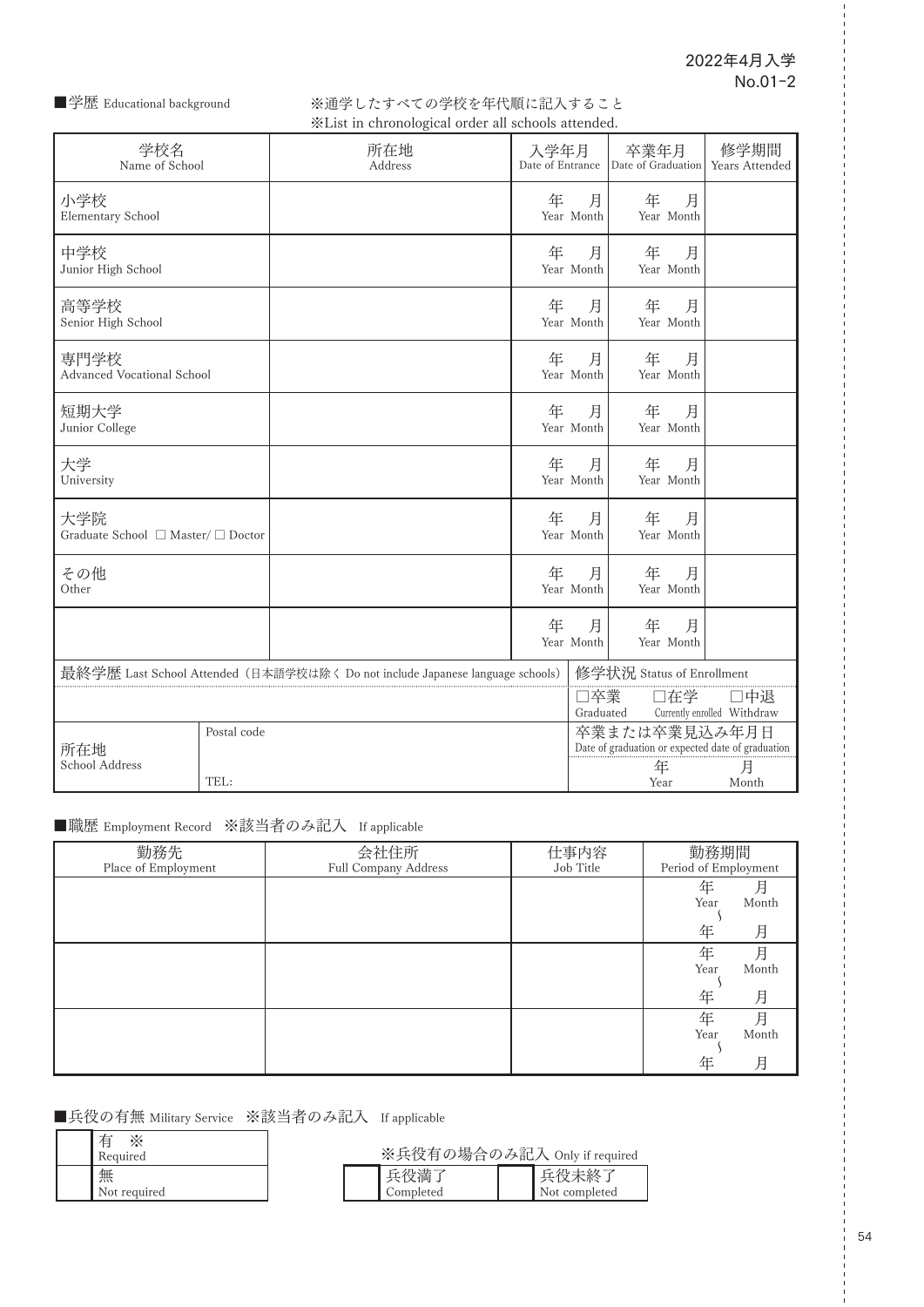2022年4月入学
No.01-2

■学歴 Educational background

※通学したすべての学校を年代順に記入すること
※List in chronological order all schools attended.

| 学校名<br>Name of School | 所在地<br>Address | 入学年月<br>Date of Entrance | 卒業年月<br>Date of Graduation | 修学期間<br>Years Attended |
|---|---|---|---|---|
| 小学校<br>Elementary School | | 年　月<br>Year Month | 年　月<br>Year Month | |
| 中学校<br>Junior High School | | 年　月<br>Year Month | 年　月<br>Year Month | |
| 高等学校<br>Senior High School | | 年　月<br>Year Month | 年　月<br>Year Month | |
| 専門学校<br>Advanced Vocational School | | 年　月<br>Year Month | 年　月<br>Year Month | |
| 短期大学<br>Junior College | | 年　月<br>Year Month | 年　月<br>Year Month | |
| 大学<br>University | | 年　月<br>Year Month | 年　月<br>Year Month | |
| 大学院<br>Graduate School □ Master/ □ Doctor | | 年　月<br>Year Month | 年　月<br>Year Month | |
| その他<br>Other | | 年　月<br>Year Month | 年　月<br>Year Month | |
| | | 年　月<br>Year Month | 年　月<br>Year Month | |

| 最終学歴 Last School Attended（日本語学校は除く Do not include Japanese language schools） | | 修学状況 Status of Enrollment |
|---|---|---|
| | | □卒業 Graduated　□在学 Currently enrolled　□中退 Withdraw |
| 所在地<br>School Address | Postal code<br><br>TEL: | 卒業または卒業見込み年月日<br>Date of graduation or expected date of graduation<br>年 Year　月 Month |

■職歴 Employment Record ※該当者のみ記入 If applicable

| 勤務先<br>Place of Employment | 会社住所<br>Full Company Address | 仕事内容<br>Job Title | 勤務期間<br>Period of Employment |
|---|---|---|---|
| | | | 年 Year　月 Month<br>～<br>年　月 |
| | | | 年 Year　月 Month<br>～<br>年　月 |
| | | | 年 Year　月 Month<br>～<br>年　月 |

■兵役の有無 Military Service ※該当者のみ記入 If applicable

| | |
|---|---|
| | 有 ※<br>Required |
| | 無<br>Not required |

※兵役有の場合のみ記入 Only if required

| | | | |
|---|---|---|---|
| | 兵役満了<br>Completed | | 兵役未終了<br>Not completed |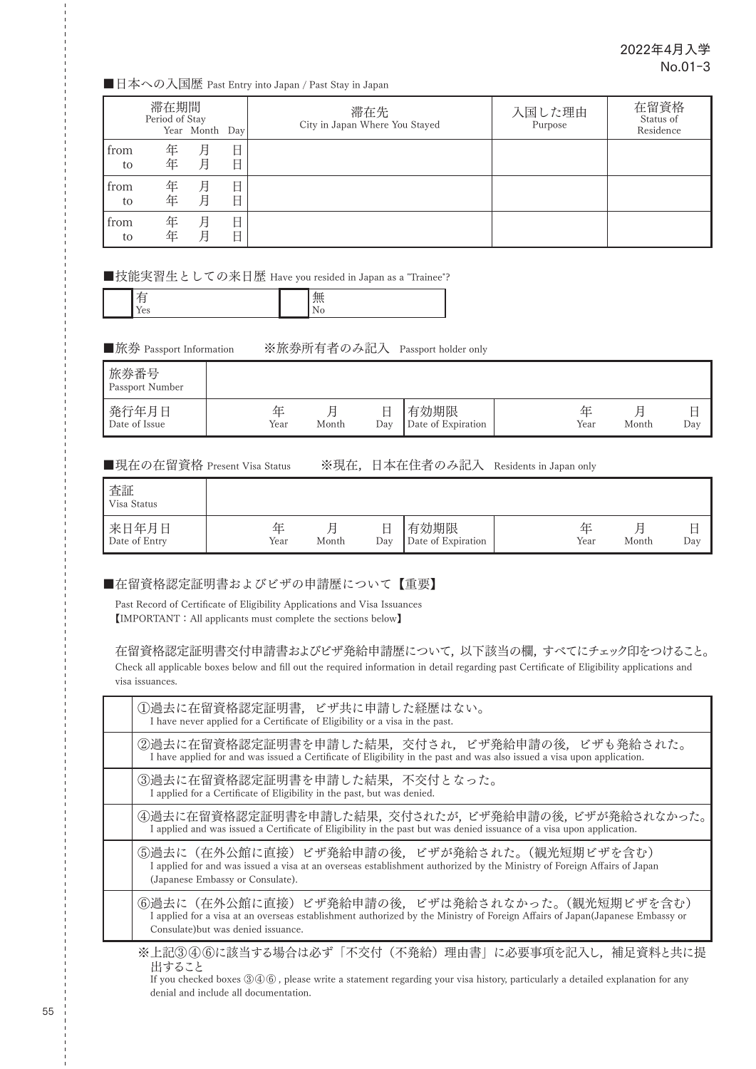2022年4月入学
No.01-3

■日本への入国歴 Past Entry into Japan / Past Stay in Japan

| 滞在期間 Period of Stay Year Month Day | 滞在先 City in Japan Where You Stayed | 入国した理由 Purpose | 在留資格 Status of Residence |
|---|---|---|---|
| from 年 月 日<br>to 年 月 日 | | | |
| from 年 月 日<br>to 年 月 日 | | | |
| from 年 月 日<br>to 年 月 日 | | | |

■技能実習生としての来日歴 Have you resided in Japan as a "Trainee"?

| | 有 Yes | | 無 No |
|---|---|---|---|

■旅券 Passport Information　※旅券所有者のみ記入 Passport holder only

| 旅券番号 Passport Number | | | | | | | |
|---|---|---|---|---|---|---|---|
| 発行年月日 Date of Issue | 年 Year | 月 Month | 日 Day | 有効期限 Date of Expiration | 年 Year | 月 Month | 日 Day |

■現在の在留資格 Present Visa Status　※現在，日本在住者のみ記入 Residents in Japan only

| 査証 Visa Status | | | | | | | |
|---|---|---|---|---|---|---|---|
| 来日年月日 Date of Entry | 年 Year | 月 Month | 日 Day | 有効期限 Date of Expiration | 年 Year | 月 Month | 日 Day |

■在留資格認定証明書およびビザの申請歴について【重要】

Past Record of Certificate of Eligibility Applications and Visa Issuances
【IMPORTANT：All applicants must complete the sections below】

在留資格認定証明書交付申請書およびビザ発給申請歴について，以下該当の欄，すべてにチェック印をつけること。
Check all applicable boxes below and fill out the required information in detail regarding past Certificate of Eligibility applications and visa issuances.

| | |
|---|---|
| | ①過去に在留資格認定証明書，ビザ共に申請した経歴はない。<br>I have never applied for a Certificate of Eligibility or a visa in the past. |
| | ②過去に在留資格認定証明書を申請した結果，交付され，ビザ発給申請の後，ビザも発給された。<br>I have applied for and was issued a Certificate of Eligibility in the past and was also issued a visa upon application. |
| | ③過去に在留資格認定証明書を申請した結果，不交付となった。<br>I applied for a Certificate of Eligibility in the past, but was denied. |
| | ④過去に在留資格認定証明書を申請した結果，交付されたが，ビザ発給申請の後，ビザが発給されなかった。<br>I applied and was issued a Certificate of Eligibility in the past but was denied issuance of a visa upon application. |
| | ⑤過去に（在外公館に直接）ビザ発給申請の後，ビザが発給された。（観光短期ビザを含む）<br>I applied for and was issued a visa at an overseas establishment authorized by the Ministry of Foreign Affairs of Japan (Japanese Embassy or Consulate). |
| | ⑥過去に（在外公館に直接）ビザ発給申請の後，ビザは発給されなかった。（観光短期ビザを含む）<br>I applied for a visa at an overseas establishment authorized by the Ministry of Foreign Affairs of Japan(Japanese Embassy or Consulate)but was denied issuance. |

※上記③④⑥に該当する場合は必ず「不交付（不発給）理由書」に必要事項を記入し，補足資料と共に提出すること
If you checked boxes ③④⑥ , please write a statement regarding your visa history, particularly a detailed explanation for any denial and include all documentation.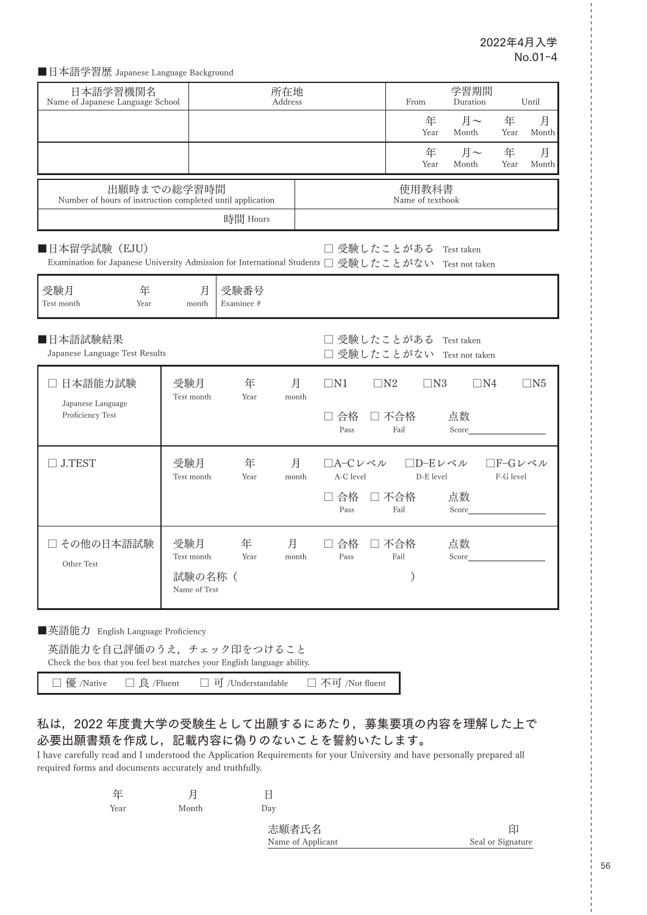2022年4月入学
No.01-4

■日本語学習歴 Japanese Language Background

| 日本語学習機関名 Name of Japanese Language School | 所在地 Address | 学習期間 Duration From | | Until | |
|---|---|---|---|---|---|
| | | 年 Year | 月～ Month | 年 Year | 月 Month |
| | | 年 Year | 月～ Month | 年 Year | 月 Month |

| 出願時までの総学習時間 Number of hours of instruction completed until application | 使用教科書 Name of textbook |
|---|---|
| 時間 Hours | |

■日本留学試験（EJU）
Examination for Japanese University Admission for International Students

□ 受験したことがある Test taken
□ 受験したことがない Test not taken

| 受験月 Test month | 年 Year | 月 month | 受験番号 Examinee # |
|---|---|---|---|

■日本語試験結果
Japanese Language Test Results

□ 受験したことがある Test taken
□ 受験したことがない Test not taken

| 試験 | 受験月 | 結果 |
|---|---|---|
| □ 日本語能力試験 Japanese Language Proficiency Test | 受験月 Test month　年 Year　月 month | □N1　□N2　□N3　□N4　□N5<br>□ 合格 Pass　□ 不合格 Fail　点数 Score______ |
| □ J.TEST | 受験月 Test month　年 Year　月 month | □A-Cレベル A-C level　□D-Eレベル D-E level　□F-Gレベル F-G level<br>□ 合格 Pass　□ 不合格 Fail　点数 Score______ |
| □ その他の日本語試験 Other Test | 受験月 Test month　年 Year　月 month<br>試験の名称（　　　　　　） Name of Test | □ 合格 Pass　□ 不合格 Fail　点数 Score______ |

■英語能力 English Language Proficiency

英語能力を自己評価のうえ，チェック印をつけること
Check the box that you feel best matches your English language ability.

□ 優 /Native　□ 良 /Fluent　□ 可 /Understandable　□ 不可 /Not fluent

**私は，2022 年度貴大学の受験生として出願するにあたり，募集要項の内容を理解した上で必要出願書類を作成し，記載内容に偽りのないことを誓約いたします。**

I have carefully read and I understood the Application Requirements for your University and have personally prepared all required forms and documents accurately and truthfully.

年 Year　月 Month　日 Day

志願者氏名 Name of Applicant ____________________ 印 Seal or Signature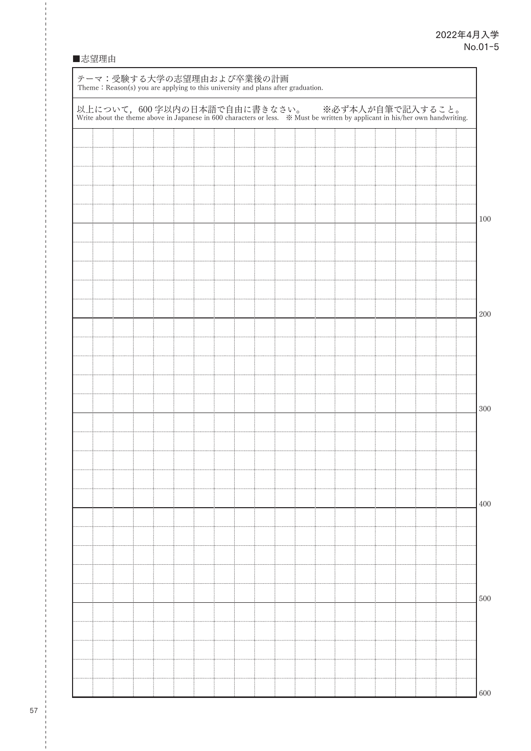2022年4月入学
No.01-5

■志望理由

テーマ：受験する大学の志望理由および卒業後の計画
Theme：Reason(s) you are applying to this university and plans after graduation.

以上について，600 字以内の日本語で自由に書きなさい。　※必ず本人が自筆で記入すること。
Write about the theme above in Japanese in 600 characters or less.　※ Must be written by applicant in his/her own handwriting.

100

200

300

400

500

600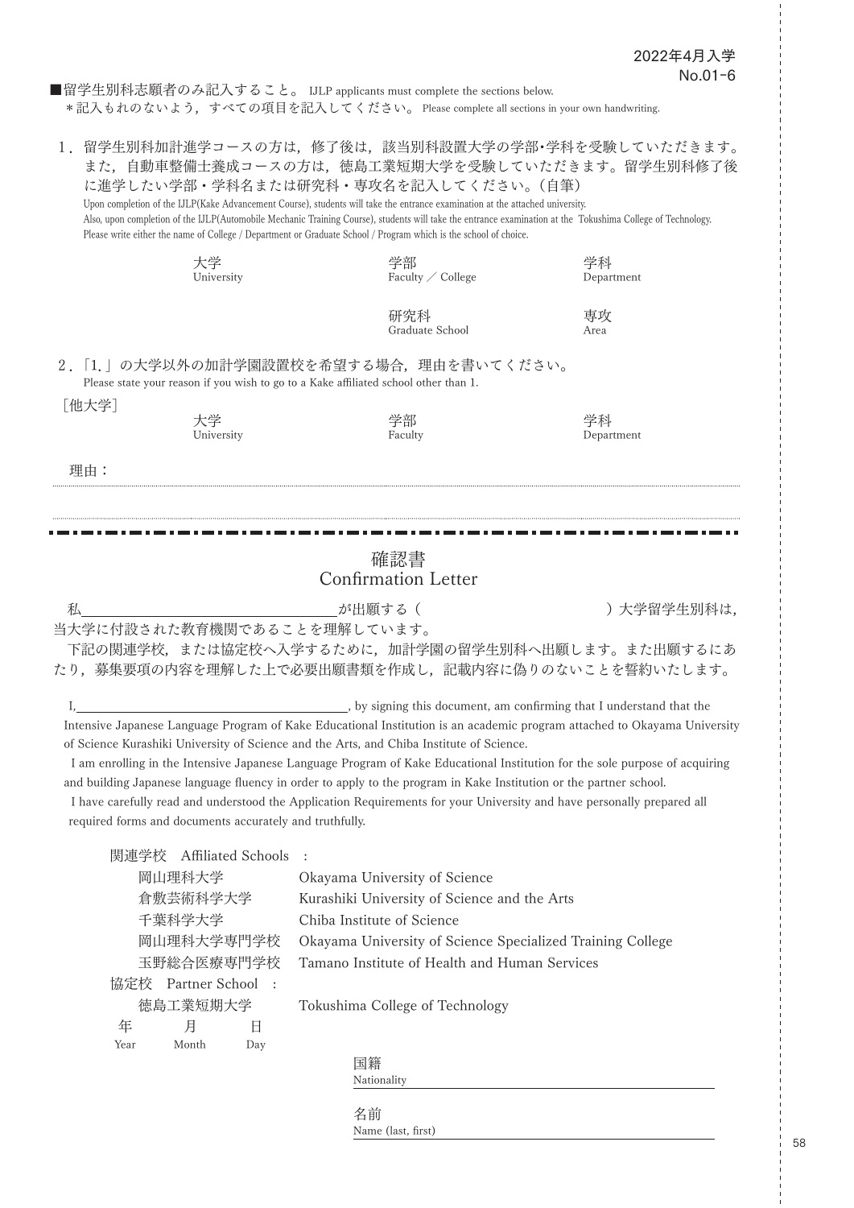2022年4月入学
No.01-6

■留学生別科志願者のみ記入すること。 IJLP applicants must complete the sections below.
＊記入もれのないよう，すべての項目を記入してください。 Please complete all sections in your own handwriting.

1．留学生別科加計進学コースの方は，修了後は，該当別科設置大学の学部・学科を受験していただきます。また，自動車整備士養成コースの方は，徳島工業短期大学を受験していただきます。留学生別科修了後に進学したい学部・学科名または研究科・専攻名を記入してください。（自筆）
Upon completion of the IJLP(Kake Advancement Course), students will take the entrance examination at the attached university.
Also, upon completion of the IJLP(Automobile Mechanic Training Course), students will take the entrance examination at the Tokushima College of Technology.
Please write either the name of College / Department or Graduate School / Program which is the school of choice.

| 大学 University | 学部 Faculty ／ College | 学科 Department |
|---|---|---|
| | 研究科 Graduate School | 専攻 Area |

2．「1.」の大学以外の加計学園設置校を希望する場合，理由を書いてください。
Please state your reason if you wish to go to a Kake affiliated school other than 1.

［他大学］

| 大学 University | 学部 Faculty | 学科 Department |
|---|---|---|

理由：

---

# 確認書
## Confirmation Letter

私＿＿＿＿＿＿＿＿＿＿が出願する（　　　　　　　）大学留学生別科は，当大学に付設された教育機関であることを理解しています。

下記の関連学校，または協定校へ入学するために，加計学園の留学生別科へ出願します。また出願するにあたり，募集要項の内容を理解した上で必要出願書類を作成し，記載内容に偽りのないことを誓約いたします。

I, ＿＿＿＿＿＿＿＿＿＿, by signing this document, am confirming that I understand that the Intensive Japanese Language Program of Kake Educational Institution is an academic program attached to Okayama University of Science Kurashiki University of Science and the Arts, and Chiba Institute of Science.

I am enrolling in the Intensive Japanese Language Program of Kake Educational Institution for the sole purpose of acquiring and building Japanese language fluency in order to apply to the program in Kake Institution or the partner school.

I have carefully read and understood the Application Requirements for your University and have personally prepared all required forms and documents accurately and truthfully.

関連学校　Affiliated Schools　:

| | |
|---|---|
| 岡山理科大学 | Okayama University of Science |
| 倉敷芸術科学大学 | Kurashiki University of Science and the Arts |
| 千葉科学大学 | Chiba Institute of Science |
| 岡山理科大学専門学校 | Okayama University of Science Specialized Training College |
| 玉野総合医療専門学校 | Tamano Institute of Health and Human Services |

協定校　Partner School　:

| | |
|---|---|
| 徳島工業短期大学 | Tokushima College of Technology |

年 Year　　月 Month　　日 Day

国籍 Nationality ＿＿＿＿＿＿＿＿＿＿

名前 Name (last, first) ＿＿＿＿＿＿＿＿＿＿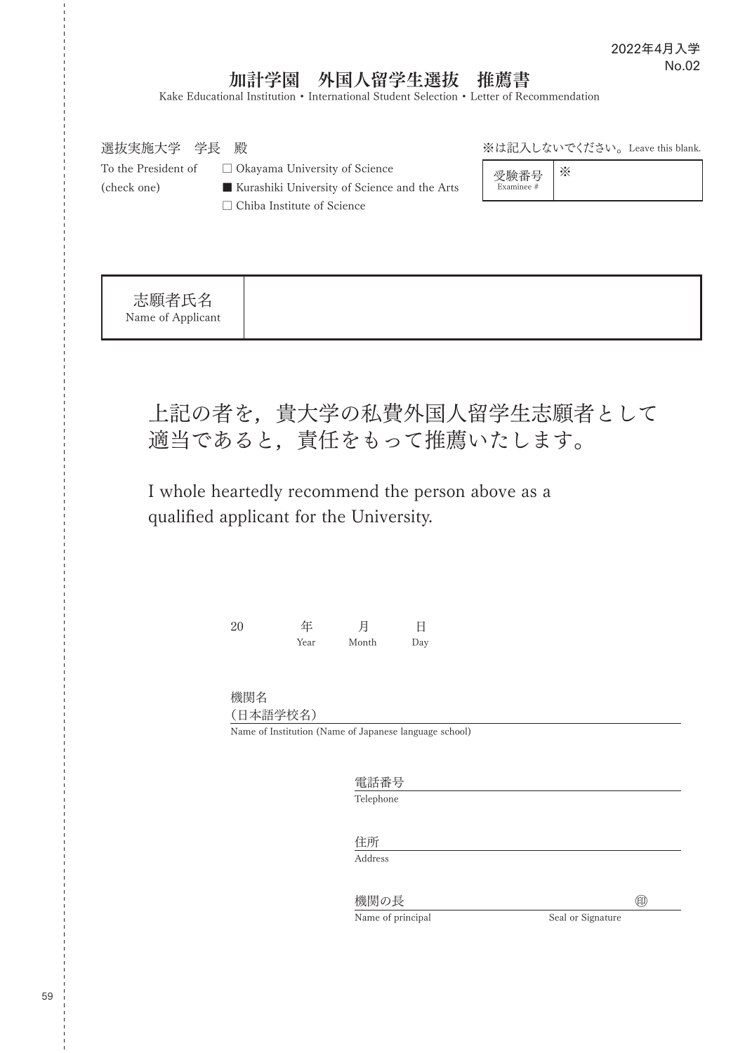2022年4月入学
No.02

# 加計学園　外国人留学生選抜　推薦書

Kake Educational Institution・International Student Selection・Letter of Recommendation

選抜実施大学　学長　殿

To the President of (check one)

- □ Okayama University of Science
- ■ Kurashiki University of Science and the Arts
- □ Chiba Institute of Science

※は記入しないでください。Leave this blank.

| 受験番号 Examinee # | ※ |
|---|---|

| 志願者氏名 Name of Applicant | |
|---|---|

上記の者を，貴大学の私費外国人留学生志願者として適当であると，責任をもって推薦いたします。

I whole heartedly recommend the person above as a qualified applicant for the University.

20　　年 Year　月 Month　日 Day

機関名（日本語学校名）
Name of Institution (Name of Japanese language school)

電話番号
Telephone

住所
Address

機関の長　　　　　　　　　　　　㊞
Name of principal　　　　　　Seal or Signature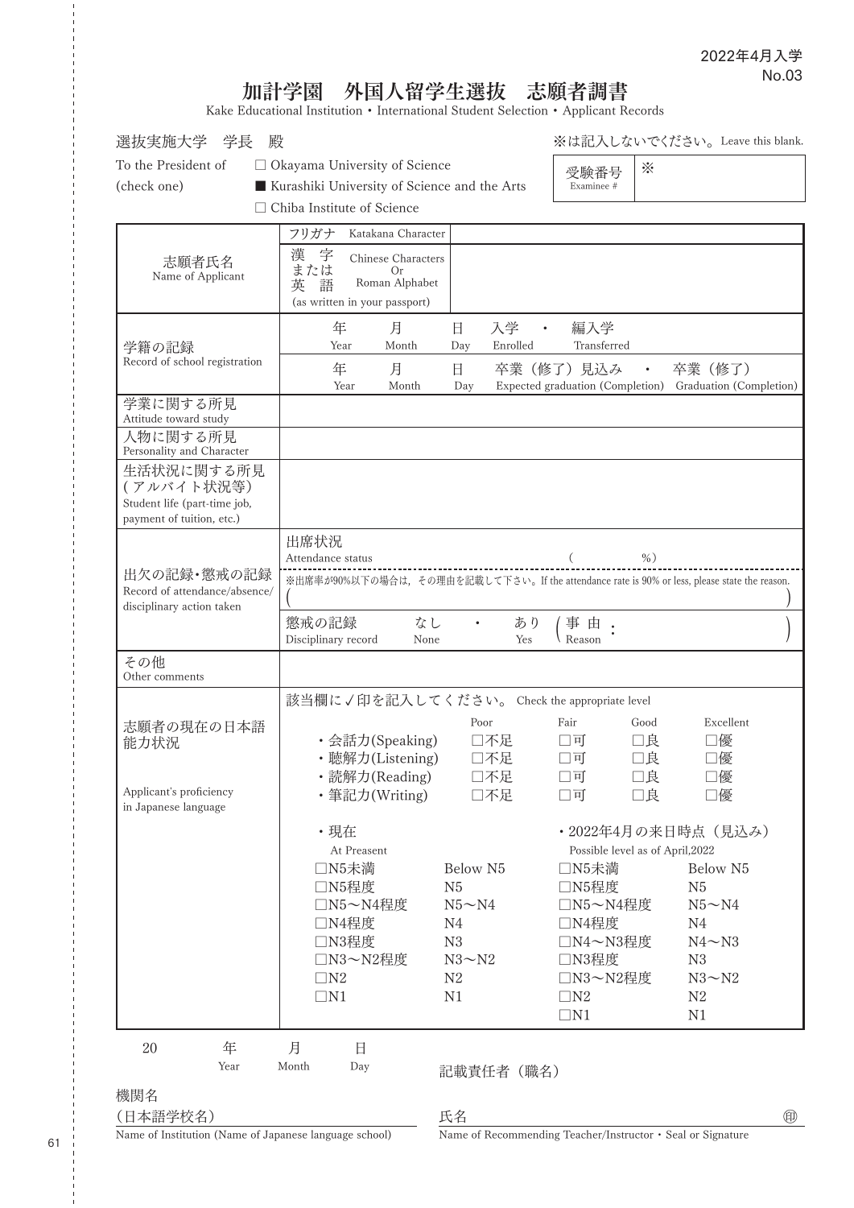2022年4月入学
No.03

# 加計学園　外国人留学生選抜　志願者調書

Kake Educational Institution・International Student Selection・Applicant Records

選抜実施大学　学長　殿

To the President of (check one)

- □ Okayama University of Science
- ■ Kurashiki University of Science and the Arts
- □ Chiba Institute of Science

※は記入しないでください。Leave this blank.

| 受験番号 Examinee # | ※ |
|---|---|

| | |
|---|---|
| 志願者氏名 Name of Applicant | フリガナ Katakana Character |
| | 漢字または英語 Chinese Characters Or Roman Alphabet (as written in your passport) |
| 学籍の記録 Record of school registration | 年 Year　月 Month　日 Day　入学 Enrolled ・ 編入学 Transferred |
| | 年 Year　月 Month　日 Day　卒業（修了）見込み Expected graduation (Completion) ・ 卒業（修了） Graduation (Completion) |
| 学業に関する所見 Attitude toward study | |
| 人物に関する所見 Personality and Character | |
| 生活状況に関する所見（アルバイト状況等） Student life (part-time job, payment of tuition, etc.) | |
| 出欠の記録・懲戒の記録 Record of attendance/absence/ disciplinary action taken | 出席状況 Attendance status　（　　　%） |
| | ※出席率が90%以下の場合は，その理由を記載して下さい。If the attendance rate is 90% or less, please state the reason.（　　　） |
| | 懲戒の記録 Disciplinary record　なし None ・ あり Yes（事由 Reason：　　　） |
| その他 Other comments | |
| 志願者の現在の日本語能力状況 Applicant's proficiency in Japanese language | 該当欄に✓印を記入してください。 Check the appropriate level |

| | Poor | Fair | Good | Excellent |
|---|---|---|---|---|
| ・会話力(Speaking) | □不足 | □可 | □良 | □優 |
| ・聴解力(Listening) | □不足 | □可 | □良 | □優 |
| ・読解力(Reading) | □不足 | □可 | □良 | □優 |
| ・筆記力(Writing) | □不足 | □可 | □良 | □優 |

| ・現在 At Preasent | | ・2022年4月の来日時点（見込み） Possible level as of April,2022 | |
|---|---|---|---|
| □N5未満 | Below N5 | □N5未満 | Below N5 |
| □N5程度 | N5 | □N5程度 | N5 |
| □N5～N4程度 | N5～N4 | □N5～N4程度 | N5～N4 |
| □N4程度 | N4 | □N4程度 | N4 |
| □N3程度 | N3 | □N4～N3程度 | N4～N3 |
| □N3～N2程度 | N3～N2 | □N3程度 | N3 |
| □N2 | N2 | □N3～N2程度 | N3～N2 |
| □N1 | N1 | □N2 | N2 |
| | | □N1 | N1 |

20　　年 Year　　月 Month　　日 Day

記載責任者（職名）

機関名
(日本語学校名)
Name of Institution (Name of Japanese language school)

氏名　　　　　　　　　　　　　　　㊞
Name of Recommending Teacher/Instructor・Seal or Signature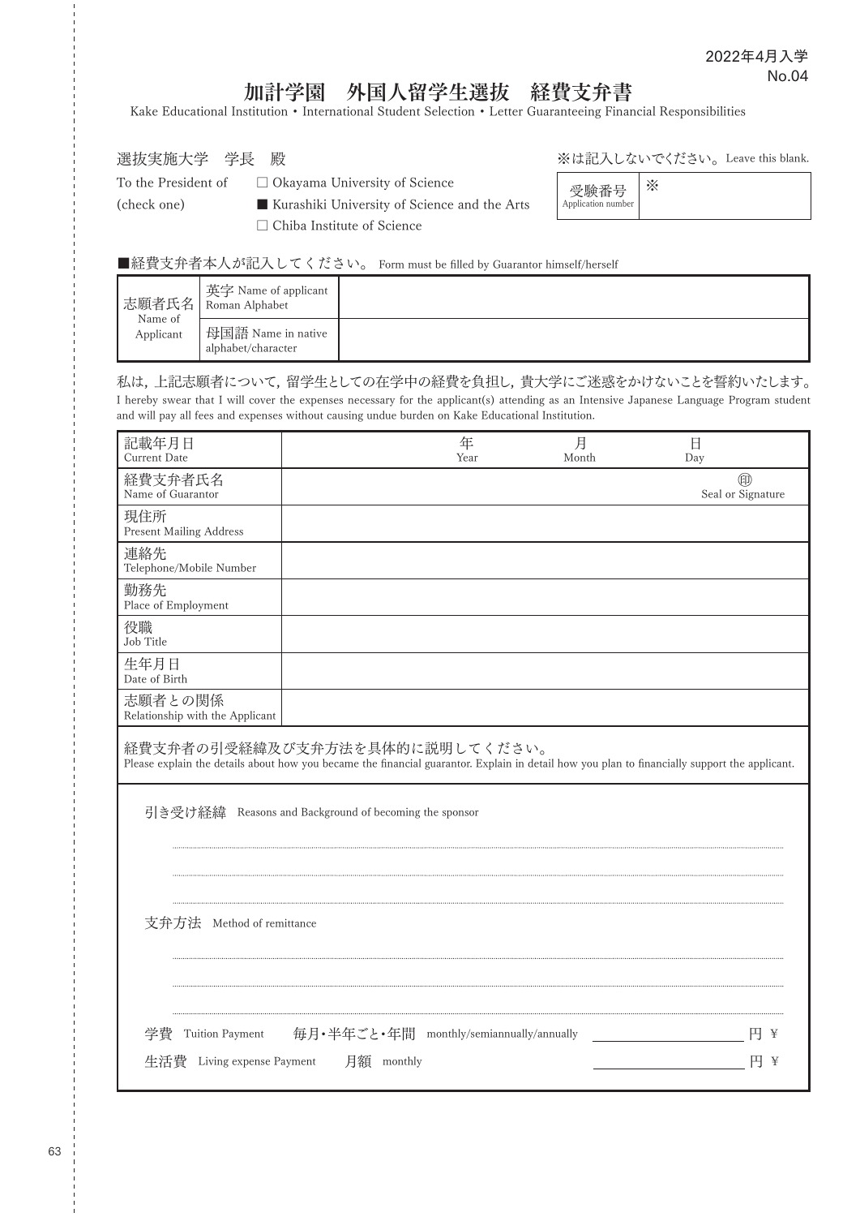2022年4月入学
No.04

# 加計学園　外国人留学生選抜　経費支弁書

Kake Educational Institution・International Student Selection・Letter Guaranteeing Financial Responsibilities

選抜実施大学　学長　殿

To the President of (check one)

□ Okayama University of Science
■ Kurashiki University of Science and the Arts
□ Chiba Institute of Science

※は記入しないでください。Leave this blank.

| 受験番号 Application number | ※ |
|---|---|

■経費支弁者本人が記入してください。 Form must be filled by Guarantor himself/herself

| 志願者氏名 Name of Applicant | 英字 Name of applicant Roman Alphabet | |
|---|---|---|
| | 母国語 Name in native alphabet/character | |

私は，上記志願者について，留学生としての在学中の経費を負担し，貴大学にご迷惑をかけないことを誓約いたします。

I hereby swear that I will cover the expenses necessary for the applicant(s) attending as an Intensive Japanese Language Program student and will pay all fees and expenses without causing undue burden on Kake Educational Institution.

| 記載年月日 Current Date | 年 Year　　月 Month　　日 Day |
|---|---|
| 経費支弁者氏名 Name of Guarantor | ㊞ Seal or Signature |
| 現住所 Present Mailing Address | |
| 連絡先 Telephone/Mobile Number | |
| 勤務先 Place of Employment | |
| 役職 Job Title | |
| 生年月日 Date of Birth | |
| 志願者との関係 Relationship with the Applicant | |

経費支弁者の引受経緯及び支弁方法を具体的に説明してください。
Please explain the details about how you became the financial guarantor. Explain in detail how you plan to financially support the applicant.

引き受け経緯　Reasons and Background of becoming the sponsor

.......................................................................................................

.......................................................................................................

.......................................................................................................

支弁方法　Method of remittance

.......................................................................................................

.......................................................................................................

.......................................................................................................

学費　Tuition Payment　毎月・半年ごと・年間　monthly/semiannually/annually　＿＿＿＿＿＿＿＿ 円 ¥

生活費　Living expense Payment　月額　monthly　＿＿＿＿＿＿＿＿ 円 ¥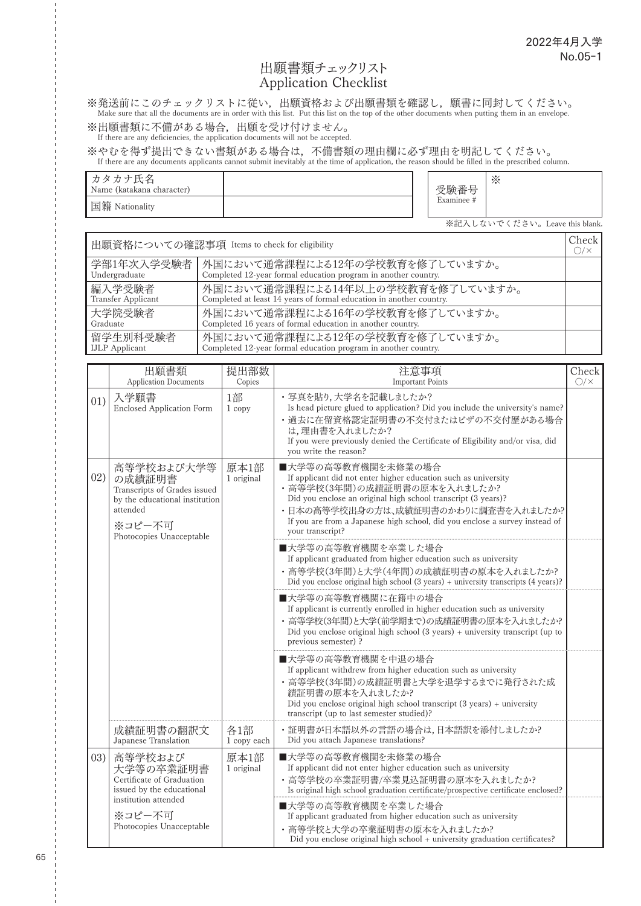2022年4月入学
No.05-1

# 出願書類チェックリスト
# Application Checklist

※発送前にこのチェックリストに従い，出願資格および出願書類を確認し，願書に同封してください。
Make sure that all the documents are in order with this list. Put this list on the top of the other documents when putting them in an envelope.

※出願書類に不備がある場合，出願を受け付けません。
If there are any deficiencies, the application documents will not be accepted.

※やむを得ず提出できない書類がある場合は，不備書類の理由欄に必ず理由を明記してください。
If there are any documents applicants cannot submit inevitably at the time of application, the reason should be filled in the prescribed column.

| カタカナ氏名 Name (katakana character) | |
|---|---|
| 国籍 Nationality | |

| 受験番号 Examinee # | ※ |
|---|---|

※記入しないでください。Leave this blank.

| 出願資格についての確認事項 Items to check for eligibility | | Check ○/× |
|---|---|---|
| 学部1年次入学受験者 Undergraduate | 外国において通常課程による12年の学校教育を修了していますか。 Completed 12-year formal education program in another country. | |
| 編入学受験者 Transfer Applicant | 外国において通常課程による14年以上の学校教育を修了していますか。 Completed at least 14 years of formal education in another country. | |
| 大学院受験者 Graduate | 外国において通常課程による16年の学校教育を修了していますか。 Completed 16 years of formal education in another country. | |
| 留学生別科受験者 IJLP Applicant | 外国において通常課程による12年の学校教育を修了していますか。 Completed 12-year formal education program in another country. | |

| | 出願書類 Application Documents | 提出部数 Copies | 注意事項 Important Points | Check ○/× |
|---|---|---|---|---|
| 01) | 入学願書 Enclosed Application Form | 1部 1 copy | ・写真を貼り，大学名を記載しましたか? Is head picture glued to application? Did you include the university's name?<br>・過去に在留資格認定証明書の不交付またはビザの不交付歴がある場合は，理由書を入れましたか? If you were previously denied the Certificate of Eligibility and/or visa, did you write the reason? | |
| 02) | 高等学校および大学等の成績証明書 Transcripts of Grades issued by the educational institution attended ※コピー不可 Photocopies Unacceptable | 原本1部 1 original | ■大学等の高等教育機関を未修業の場合 If applicant did not enter higher education such as university<br>・高等学校(3年間)の成績証明書の原本を入れましたか? Did you enclose an original high school transcript (3 years)?<br>・日本の高等学校出身の方は、成績証明書のかわりに調査書を入れましたか? If you are from a Japanese high school, did you enclose a survey instead of your transcript? | |
| | | | ■大学等の高等教育機関を卒業した場合 If applicant graduated from higher education such as university<br>・高等学校(3年間)と大学(4年間)の成績証明書の原本を入れましたか? Did you enclose original high school (3 years) + university transcripts (4 years)? | |
| | | | ■大学等の高等教育機関に在籍中の場合 If applicant is currently enrolled in higher education such as university<br>・高等学校(3年間)と大学(前学期まで)の成績証明書の原本を入れましたか? Did you enclose original high school (3 years) + university transcript (up to previous semester) ? | |
| | | | ■大学等の高等教育機関を中退の場合 If applicant withdrew from higher education such as university<br>・高等学校(3年間)の成績証明書と大学を退学するまでに発行された成績証明書の原本を入れましたか? Did you enclose original high school transcript (3 years) + university transcript (up to last semester studied)? | |
| | 成績証明書の翻訳文 Japanese Translation | 各1部 1 copy each | ・証明書が日本語以外の言語の場合は，日本語訳を添付しましたか? Did you attach Japanese translations? | |
| 03) | 高等学校および大学等の卒業証明書 Certificate of Graduation issued by the educational institution attended ※コピー不可 Photocopies Unacceptable | 原本1部 1 original | ■大学等の高等教育機関を未修業の場合 If applicant did not enter higher education such as university<br>・高等学校の卒業証明書/卒業見込証明書の原本を入れましたか? Is original high school graduation certificate/prospective certificate enclosed? | |
| | | | ■大学等の高等教育機関を卒業した場合 If applicant graduated from higher education such as university<br>・高等学校と大学の卒業証明書の原本を入れましたか? Did you enclose original high school + university graduation certificates? | |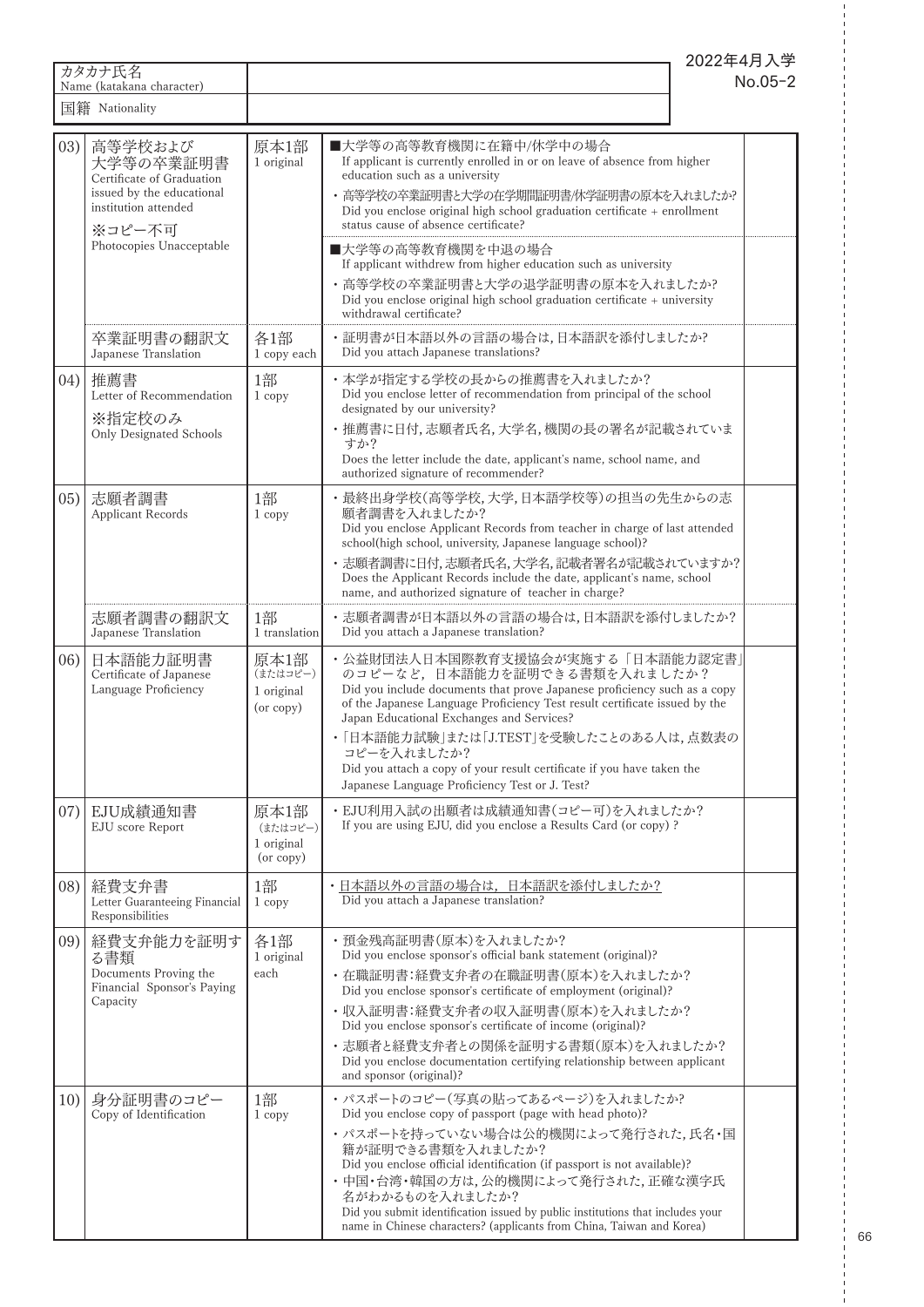2022年4月入学
No.05-2

| カタカナ氏名 Name (katakana character) | |
|---|---|
| 国籍 Nationality | |

| No. | 書類 | 部数 | 確認事項 | |
|---|---|---|---|---|
| 03) | 高等学校および大学等の卒業証明書<br>Certificate of Graduation issued by the educational institution attended<br>※コピー不可<br>Photocopies Unacceptable | 原本1部<br>1 original | ■大学等の高等教育機関に在籍中/休学中の場合<br>If applicant is currently enrolled in or on leave of absence from higher education such as a university<br>・高等学校の卒業証明書と大学の在学期間証明書/休学証明書の原本を入れましたか?<br>Did you enclose original high school graduation certificate + enrollment status cause of absence certificate? | |
| | | | ■大学等の高等教育機関を中退の場合<br>If applicant withdrew from higher education such as university<br>・高等学校の卒業証明書と大学の退学証明書の原本を入れましたか?<br>Did you enclose original high school graduation certificate + university withdrawal certificate? | |
| | 卒業証明書の翻訳文<br>Japanese Translation | 各1部<br>1 copy each | ・証明書が日本語以外の言語の場合は,日本語訳を添付しましたか?<br>Did you attach Japanese translations? | |
| 04) | 推薦書<br>Letter of Recommendation<br>※指定校のみ<br>Only Designated Schools | 1部<br>1 copy | ・本学が指定する学校の長からの推薦書を入れましたか?<br>Did you enclose letter of recommendation from principal of the school designated by our university?<br>・推薦書に日付,志願者氏名,大学名,機関の長の署名が記載されていますか?<br>Does the letter include the date, applicant's name, school name, and authorized signature of recommender? | |
| 05) | 志願者調書<br>Applicant Records | 1部<br>1 copy | ・最終出身学校(高等学校,大学,日本語学校等)の担当の先生からの志願者調書を入れましたか?<br>Did you enclose Applicant Records from teacher in charge of last attended school(high school, university, Japanese language school)?<br>・志願者調書に日付,志願者氏名,大学名,記載者署名が記載されていますか?<br>Does the Applicant Records include the date, applicant's name, school name, and authorized signature of teacher in charge? | |
| | 志願者調書の翻訳文<br>Japanese Translation | 1部<br>1 translation | ・志願者調書が日本語以外の言語の場合は,日本語訳を添付しましたか?<br>Did you attach a Japanese translation? | |
| 06) | 日本語能力証明書<br>Certificate of Japanese Language Proficiency | 原本1部<br>(またはコピー)<br>1 original<br>(or copy) | ・公益財団法人日本国際教育支援協会が実施する「日本語能力認定書」のコピーなど,日本語能力を証明できる書類を入れましたか?<br>Did you include documents that prove Japanese proficiency such as a copy of the Japanese Language Proficiency Test result certificate issued by the Japan Educational Exchanges and Services?<br>・「日本語能力試験」または「J.TEST」を受験したことのある人は,点数表のコピーを入れましたか?<br>Did you attach a copy of your result certificate if you have taken the Japanese Language Proficiency Test or J. Test? | |
| 07) | EJU成績通知書<br>EJU score Report | 原本1部<br>(またはコピー)<br>1 original<br>(or copy) | ・EJU利用入試の出願者は成績通知書(コピー可)を入れましたか?<br>If you are using EJU, did you enclose a Results Card (or copy) ? | |
| 08) | 経費支弁書<br>Letter Guaranteeing Financial Responsibilities | 1部<br>1 copy | ・日本語以外の言語の場合は,日本語訳を添付しましたか?<br>Did you attach a Japanese translation? | |
| 09) | 経費支弁能力を証明する書類<br>Documents Proving the Financial Sponsor's Paying Capacity | 各1部<br>1 original each | ・預金残高証明書(原本)を入れましたか?<br>Did you enclose sponsor's official bank statement (original)?<br>・在職証明書:経費支弁者の在職証明書(原本)を入れましたか?<br>Did you enclose sponsor's certificate of employment (original)?<br>・収入証明書:経費支弁者の収入証明書(原本)を入れましたか?<br>Did you enclose sponsor's certificate of income (original)?<br>・志願者と経費支弁者との関係を証明する書類(原本)を入れましたか?<br>Did you enclose documentation certifying relationship between applicant and sponsor (original)? | |
| 10) | 身分証明書のコピー<br>Copy of Identification | 1部<br>1 copy | ・パスポートのコピー(写真の貼ってあるページ)を入れましたか?<br>Did you enclose copy of passport (page with head photo)?<br>・パスポートを持っていない場合は公的機関によって発行された,氏名・国籍が証明できる書類を入れましたか?<br>Did you enclose official identification (if passport is not available)?<br>・中国・台湾・韓国の方は,公的機関によって発行された,正確な漢字氏名がわかるものを入れましたか?<br>Did you submit identification issued by public institutions that includes your name in Chinese characters? (applicants from China, Taiwan and Korea) | |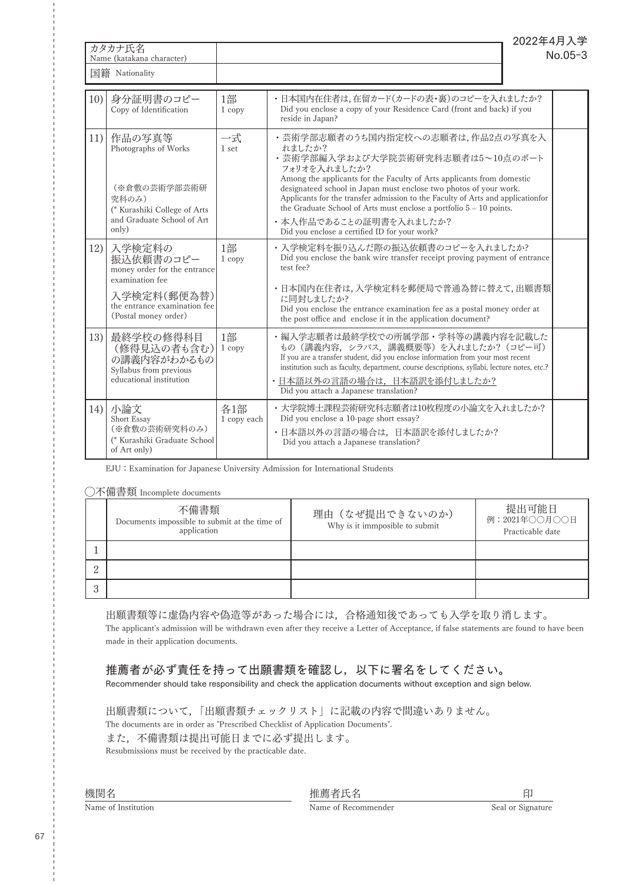2022年4月入学
No.05-3

| | |
|---|---|
| カタカナ氏名<br>Name (katakana character) | |
| 国籍 Nationality | |

| | | | | |
|---|---|---|---|---|
| 10) | 身分証明書のコピー<br>Copy of Identification | 1部<br>1 copy | ・日本国内在住者は，在留カード(カードの表・裏)のコピーを入れましたか?<br>Did you enclose a copy of your Residence Card (front and back) if you reside in Japan? | |
| 11) | 作品の写真等<br>Photographs of Works<br><br>（※倉敷の芸術学部芸術研究科のみ）<br>(* Kurashiki College of Arts and Graduate School of Art only) | 一式<br>1 set | ・芸術学部志願者のうち国内指定校への志願者は，作品2点の写真を入れましたか?<br>・芸術学部編入学および大学院芸術研究科志願者は5〜10点のポートフォリオを入れましたか?<br>Among the applicants for the Faculty of Arts applicants from domestic designateed school in Japan must enclose two photos of your work. Applicants for the transfer admission to the Faculty of Arts and applicationfor the Graduate School of Arts must enclose a portfolio 5 – 10 points.<br>・本人作品であることの証明書を入れましたか?<br>Did you enclose a certified ID for your work? | |
| 12) | 入学検定料の振込依頼書のコピー<br>money order for the entrance examination fee<br><br>入学検定料(郵便為替)<br>the entrance examination fee (Postal money order) | 1部<br>1 copy | ・入学検定料を振り込んだ際の振込依頼書のコピーを入れましたか?<br>Did you enclose the bank wire transfer receipt proving payment of entrance test fee?<br>・日本国内在住者は，入学検定料を郵便局で普通為替に替えて，出願書類に同封しましたか?<br>Did you enclose the entrance examination fee as a postal money order at the post office and enclose it in the application document? | |
| 13) | 最終学校の修得科目（修得見込の者も含む）の講義内容がわかるもの<br>Syllabus from previous educational institution | 1部<br>1 copy | ・編入学志願者は最終学校での所属学部・学科等の講義内容を記載したもの（講義内容，シラバス，講義概要等）を入れましたか?（コピー可）<br>If you are a transfer student, did you enclose information from your most recent institution such as faculty, department, course descriptions, syllabi, lecture notes, etc.?<br>・日本語以外の言語の場合は，日本語訳を添付しましたか?<br>Did you attach a Japanese translation? | |
| 14) | 小論文<br>Short Essay<br>（※倉敷の芸術研究科のみ）<br>(* Kurashiki Graduate School of Art only) | 各1部<br>1 copy each | ・大学院博士課程芸術研究科志願者は10枚程度の小論文を入れましたか?<br>Did you enclose a 10-page short essay?<br>・日本語以外の言語の場合は，日本語訳を添付しましたか?<br>Did you attach a Japanese translation? | |

EJU：Examination for Japanese University Admission for International Students

◯不備書類 Incomplete documents

| | 不備書類<br>Documents impossible to submit at the time of application | 理由（なぜ提出できないのか）<br>Why is it immposible to submit | 提出可能日<br>例：2021年○○月○○日<br>Practicable date |
|---|---|---|---|
| 1 | | | |
| 2 | | | |
| 3 | | | |

出願書類等に虚偽内容や偽造等があった場合には，合格通知後であっても入学を取り消します。
The applicant's admission will be withdrawn even after they receive a Letter of Acceptance, if false statements are found to have been made in their application documents.

## 推薦者が必ず責任を持って出願書類を確認し，以下に署名をしてください。

Recommender should take responsibility and check the application documents without exception and sign below.

出願書類について，「出願書類チェックリスト」に記載の内容で間違いありません。
The documents are in order as "Prescribed Checklist of Application Documents".
また，不備書類は提出可能日までに必ず提出します。
Resubmissions must be received by the practicable date.

機関名
Name of Institution

推薦者氏名
Name of Recommender

印
Seal or Signature